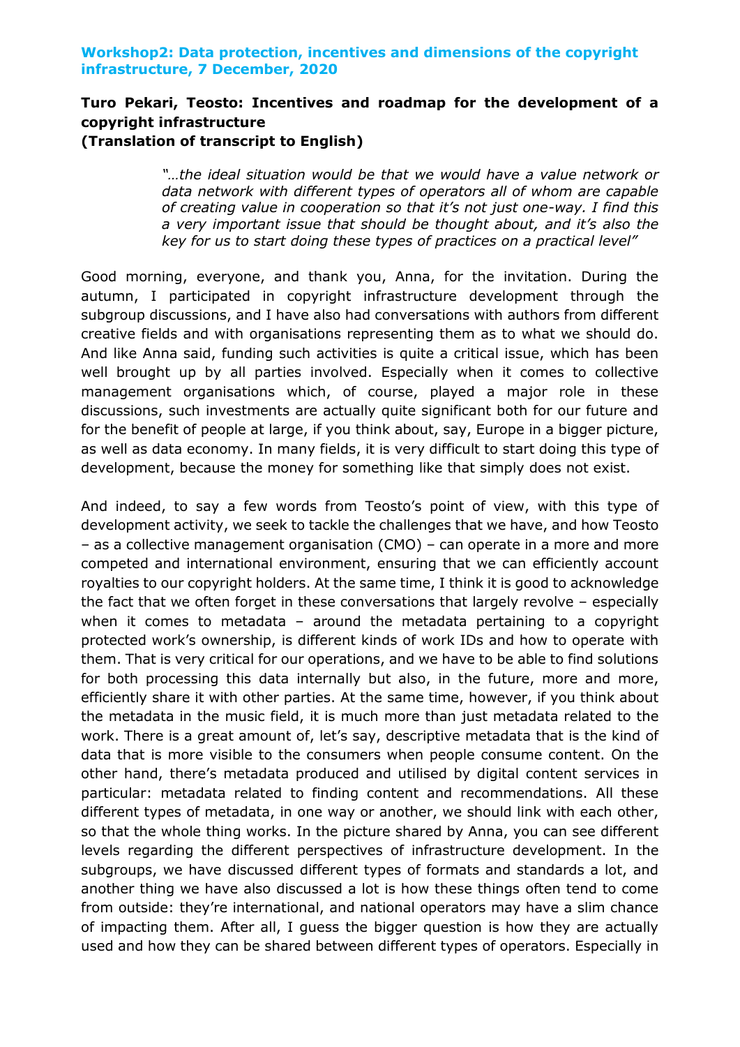**Workshop2: Data protection, incentives and dimensions of the copyright infrastructure, 7 December, 2020**

## Turo Pekari, Teosto: Incentives and roadmap for the development of a copyright infrastructure
**(Translation of transcript to English)**

> *"…the ideal situation would be that we would have a value network or data network with different types of operators all of whom are capable of creating value in cooperation so that it's not just one-way. I find this a very important issue that should be thought about, and it's also the key for us to start doing these types of practices on a practical level"*

Good morning, everyone, and thank you, Anna, for the invitation. During the autumn, I participated in copyright infrastructure development through the subgroup discussions, and I have also had conversations with authors from different creative fields and with organisations representing them as to what we should do. And like Anna said, funding such activities is quite a critical issue, which has been well brought up by all parties involved. Especially when it comes to collective management organisations which, of course, played a major role in these discussions, such investments are actually quite significant both for our future and for the benefit of people at large, if you think about, say, Europe in a bigger picture, as well as data economy. In many fields, it is very difficult to start doing this type of development, because the money for something like that simply does not exist.

And indeed, to say a few words from Teosto's point of view, with this type of development activity, we seek to tackle the challenges that we have, and how Teosto – as a collective management organisation (CMO) – can operate in a more and more competed and international environment, ensuring that we can efficiently account royalties to our copyright holders. At the same time, I think it is good to acknowledge the fact that we often forget in these conversations that largely revolve – especially when it comes to metadata – around the metadata pertaining to a copyright protected work's ownership, is different kinds of work IDs and how to operate with them. That is very critical for our operations, and we have to be able to find solutions for both processing this data internally but also, in the future, more and more, efficiently share it with other parties. At the same time, however, if you think about the metadata in the music field, it is much more than just metadata related to the work. There is a great amount of, let's say, descriptive metadata that is the kind of data that is more visible to the consumers when people consume content. On the other hand, there's metadata produced and utilised by digital content services in particular: metadata related to finding content and recommendations. All these different types of metadata, in one way or another, we should link with each other, so that the whole thing works. In the picture shared by Anna, you can see different levels regarding the different perspectives of infrastructure development. In the subgroups, we have discussed different types of formats and standards a lot, and another thing we have also discussed a lot is how these things often tend to come from outside: they're international, and national operators may have a slim chance of impacting them. After all, I guess the bigger question is how they are actually used and how they can be shared between different types of operators. Especially in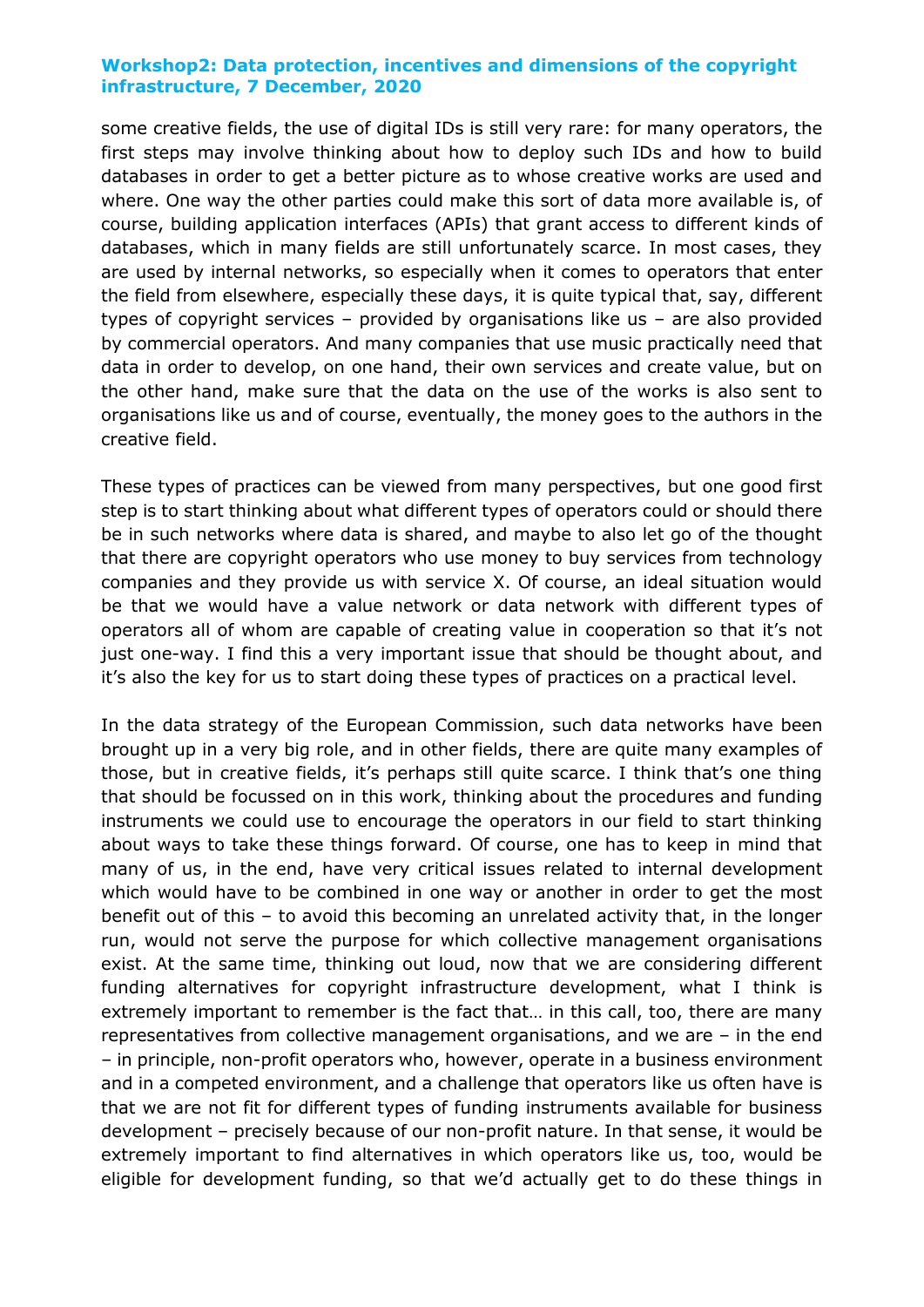some creative fields, the use of digital IDs is still very rare: for many operators, the first steps may involve thinking about how to deploy such IDs and how to build databases in order to get a better picture as to whose creative works are used and where. One way the other parties could make this sort of data more available is, of course, building application interfaces (APIs) that grant access to different kinds of databases, which in many fields are still unfortunately scarce. In most cases, they are used by internal networks, so especially when it comes to operators that enter the field from elsewhere, especially these days, it is quite typical that, say, different types of copyright services – provided by organisations like us – are also provided by commercial operators. And many companies that use music practically need that data in order to develop, on one hand, their own services and create value, but on the other hand, make sure that the data on the use of the works is also sent to organisations like us and of course, eventually, the money goes to the authors in the creative field.

These types of practices can be viewed from many perspectives, but one good first step is to start thinking about what different types of operators could or should there be in such networks where data is shared, and maybe to also let go of the thought that there are copyright operators who use money to buy services from technology companies and they provide us with service X. Of course, an ideal situation would be that we would have a value network or data network with different types of operators all of whom are capable of creating value in cooperation so that it's not just one-way. I find this a very important issue that should be thought about, and it's also the key for us to start doing these types of practices on a practical level.

In the data strategy of the European Commission, such data networks have been brought up in a very big role, and in other fields, there are quite many examples of those, but in creative fields, it's perhaps still quite scarce. I think that's one thing that should be focussed on in this work, thinking about the procedures and funding instruments we could use to encourage the operators in our field to start thinking about ways to take these things forward. Of course, one has to keep in mind that many of us, in the end, have very critical issues related to internal development which would have to be combined in one way or another in order to get the most benefit out of this – to avoid this becoming an unrelated activity that, in the longer run, would not serve the purpose for which collective management organisations exist. At the same time, thinking out loud, now that we are considering different funding alternatives for copyright infrastructure development, what I think is extremely important to remember is the fact that… in this call, too, there are many representatives from collective management organisations, and we are – in the end – in principle, non-profit operators who, however, operate in a business environment and in a competed environment, and a challenge that operators like us often have is that we are not fit for different types of funding instruments available for business development – precisely because of our non-profit nature. In that sense, it would be extremely important to find alternatives in which operators like us, too, would be eligible for development funding, so that we'd actually get to do these things in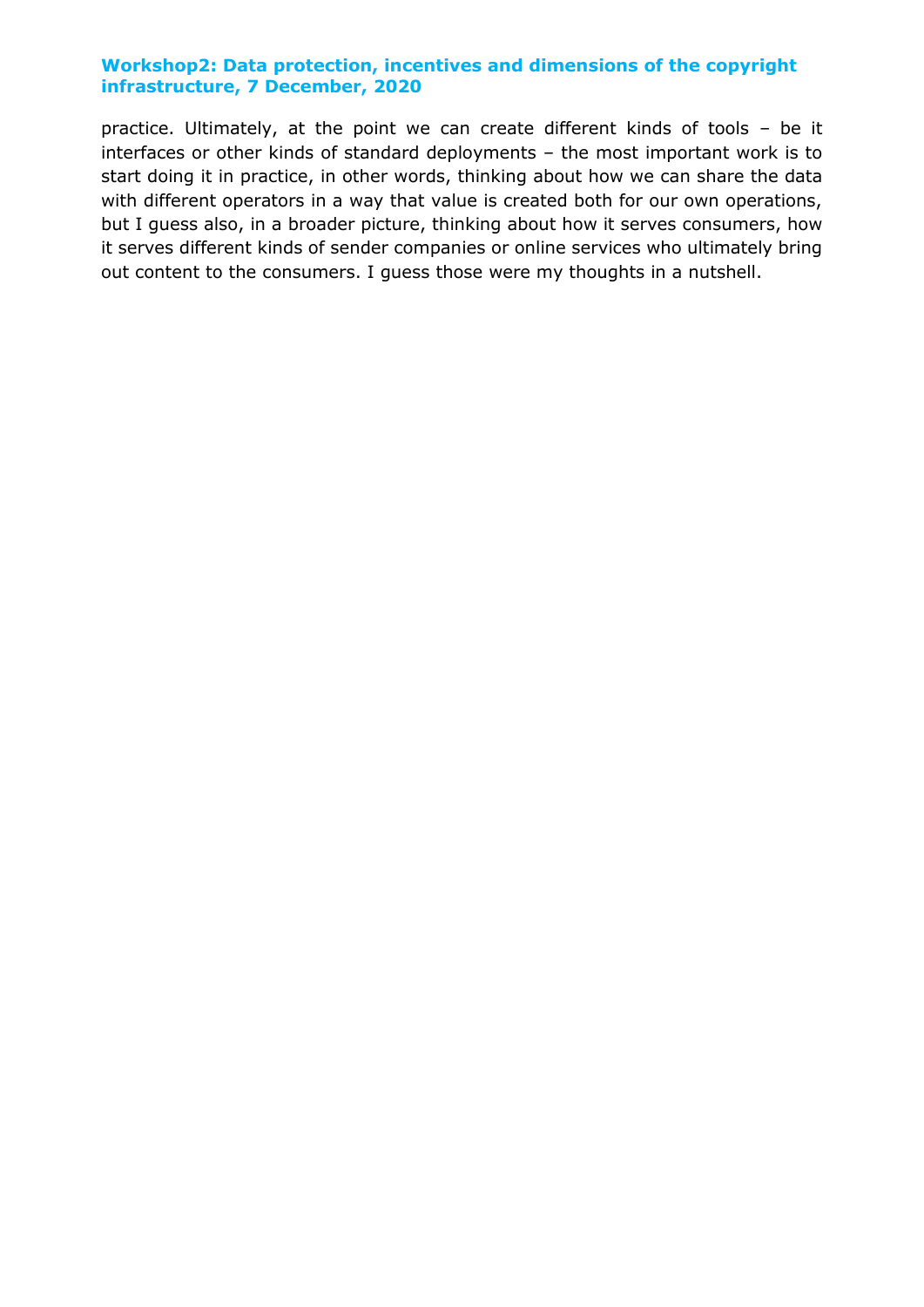practice. Ultimately, at the point we can create different kinds of tools – be it interfaces or other kinds of standard deployments – the most important work is to start doing it in practice, in other words, thinking about how we can share the data with different operators in a way that value is created both for our own operations, but I guess also, in a broader picture, thinking about how it serves consumers, how it serves different kinds of sender companies or online services who ultimately bring out content to the consumers. I guess those were my thoughts in a nutshell.